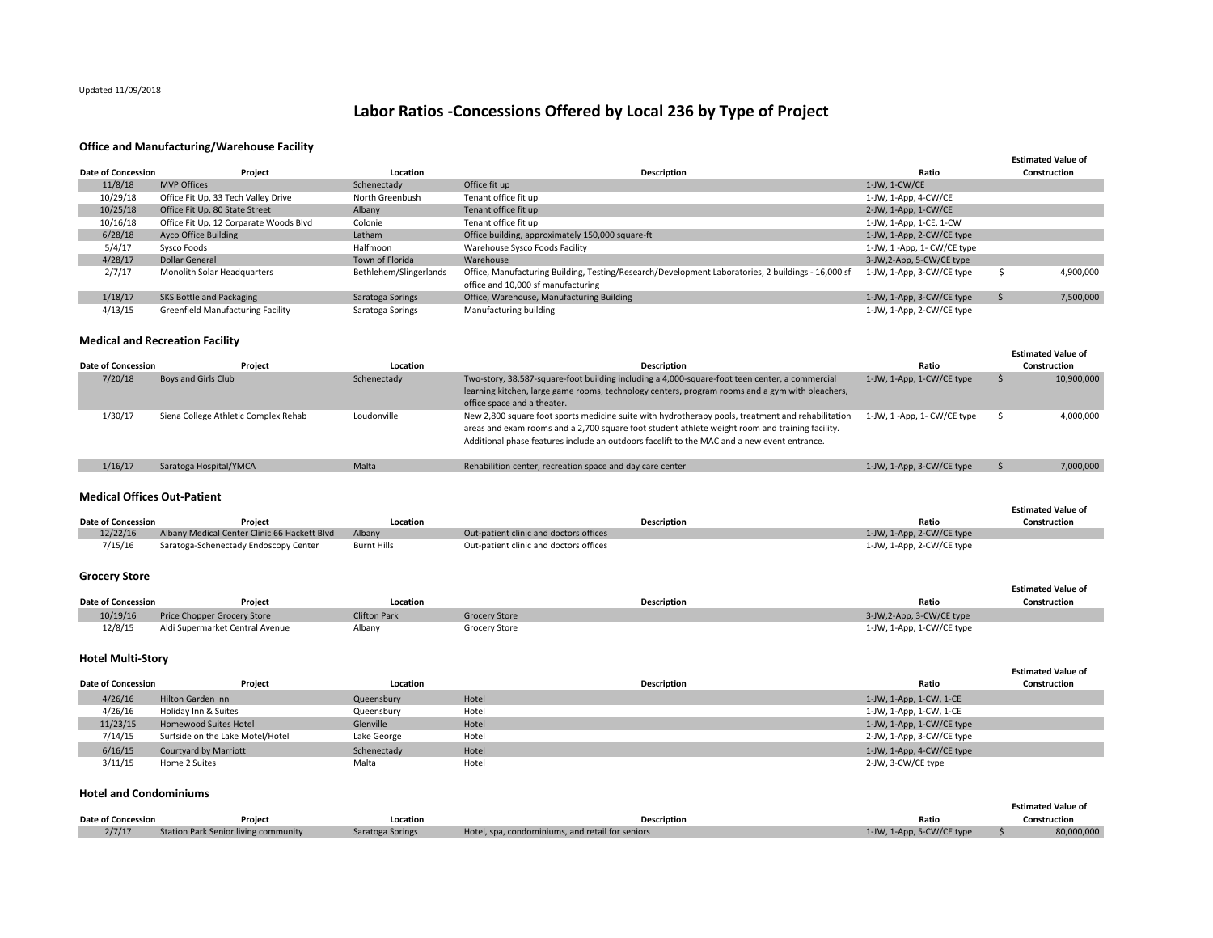Updated 11/09/2018

# Labor Ratios -Concessions Offered by Local 236 by Type of Project

### Office and Manufacturing/Warehouse Facility

| Date of Concession | Project | Location | Description | Ratio | Estimated Value of Construction |
|---|---|---|---|---|---|
| 11/8/18 | MVP Offices | Schenectady | Office fit up | 1-JW, 1-CW/CE | |
| 10/29/18 | Office Fit Up, 33 Tech Valley Drive | North Greenbush | Tenant office fit up | 1-JW, 1-App, 4-CW/CE | |
| 10/25/18 | Office Fit Up, 80 State Street | Albany | Tenant office fit up | 2-JW, 1-App, 1-CW/CE | |
| 10/16/18 | Office Fit Up, 12 Corparate Woods Blvd | Colonie | Tenant office fit up | 1-JW, 1-App, 1-CE, 1-CW | |
| 6/28/18 | Ayco Office Building | Latham | Office building, approximately 150,000 square-ft | 1-JW, 1-App, 2-CW/CE type | |
| 5/4/17 | Sysco Foods | Halfmoon | Warehouse Sysco Foods Facility | 1-JW, 1 -App, 1- CW/CE type | |
| 4/28/17 | Dollar General | Town of Florida | Warehouse | 3-JW,2-App, 5-CW/CE type | |
| 2/7/17 | Monolith Solar Headquarters | Bethlehem/Slingerlands | Office, Manufacturing Building, Testing/Research/Development Laboratories, 2 buildings - 16,000 sf office and 10,000 sf manufacturing | 1-JW, 1-App, 3-CW/CE type | $ 4,900,000 |
| 1/18/17 | SKS Bottle and Packaging | Saratoga Springs | Office, Warehouse, Manufacturing Building | 1-JW, 1-App, 3-CW/CE type | $ 7,500,000 |
| 4/13/15 | Greenfield Manufacturing Facility | Saratoga Springs | Manufacturing building | 1-JW, 1-App, 2-CW/CE type | |

### Medical and Recreation Facility

| Date of Concession | Project | Location | Description | Ratio | Estimated Value of Construction |
|---|---|---|---|---|---|
| 7/20/18 | Boys and Girls Club | Schenectady | Two-story, 38,587-square-foot building including a 4,000-square-foot teen center, a commercial learning kitchen, large game rooms, technology centers, program rooms and a gym with bleachers, office space and a theater. | 1-JW, 1-App, 1-CW/CE type | $ 10,900,000 |
| 1/30/17 | Siena College Athletic Complex Rehab | Loudonville | New 2,800 square foot sports medicine suite with hydrotherapy pools, treatment and rehabilitation areas and exam rooms and a 2,700 square foot student athlete weight room and training facility. Additional phase features include an outdoors facelift to the MAC and a new event entrance. | 1-JW, 1 -App, 1- CW/CE type | $ 4,000,000 |
| 1/16/17 | Saratoga Hospital/YMCA | Malta | Rehabilition center, recreation space and day care center | 1-JW, 1-App, 3-CW/CE type | $ 7,000,000 |

### Medical Offices Out-Patient

| Date of Concession | Project | Location | Description | Ratio | Estimated Value of Construction |
|---|---|---|---|---|---|
| 12/22/16 | Albany Medical Center Clinic 66 Hackett Blvd | Albany | Out-patient clinic and doctors offices | 1-JW, 1-App, 2-CW/CE type | |
| 7/15/16 | Saratoga-Schenectady Endoscopy Center | Burnt Hills | Out-patient clinic and doctors offices | 1-JW, 1-App, 2-CW/CE type | |

### Grocery Store

| Date of Concession | Project | Location | Description | Ratio | Estimated Value of Construction |
|---|---|---|---|---|---|
| 10/19/16 | Price Chopper Grocery Store | Clifton Park | Grocery Store | 3-JW,2-App, 3-CW/CE type | |
| 12/8/15 | Aldi Supermarket Central Avenue | Albany | Grocery Store | 1-JW, 1-App, 1-CW/CE type | |

### Hotel Multi-Story

| Date of Concession | Project | Location | Description | Ratio | Estimated Value of Construction |
|---|---|---|---|---|---|
| 4/26/16 | Hilton Garden Inn | Queensbury | Hotel | 1-JW, 1-App, 1-CW, 1-CE | |
| 4/26/16 | Holiday Inn & Suites | Queensbury | Hotel | 1-JW, 1-App, 1-CW, 1-CE | |
| 11/23/15 | Homewood Suites Hotel | Glenville | Hotel | 1-JW, 1-App, 1-CW/CE type | |
| 7/14/15 | Surfside on the Lake Motel/Hotel | Lake George | Hotel | 2-JW, 1-App, 3-CW/CE type | |
| 6/16/15 | Courtyard by Marriott | Schenectady | Hotel | 1-JW, 1-App, 4-CW/CE type | |
| 3/11/15 | Home 2 Suites | Malta | Hotel | 2-JW, 3-CW/CE type | |

### Hotel and Condominiums

| Date of Concession | Project | Location | Description | Ratio | Estimated Value of Construction |
|---|---|---|---|---|---|
| 2/7/17 | Station Park Senior living community | Saratoga Springs | Hotel, spa, condominiums, and retail for seniors | 1-JW, 1-App, 5-CW/CE type | $ 80,000,000 |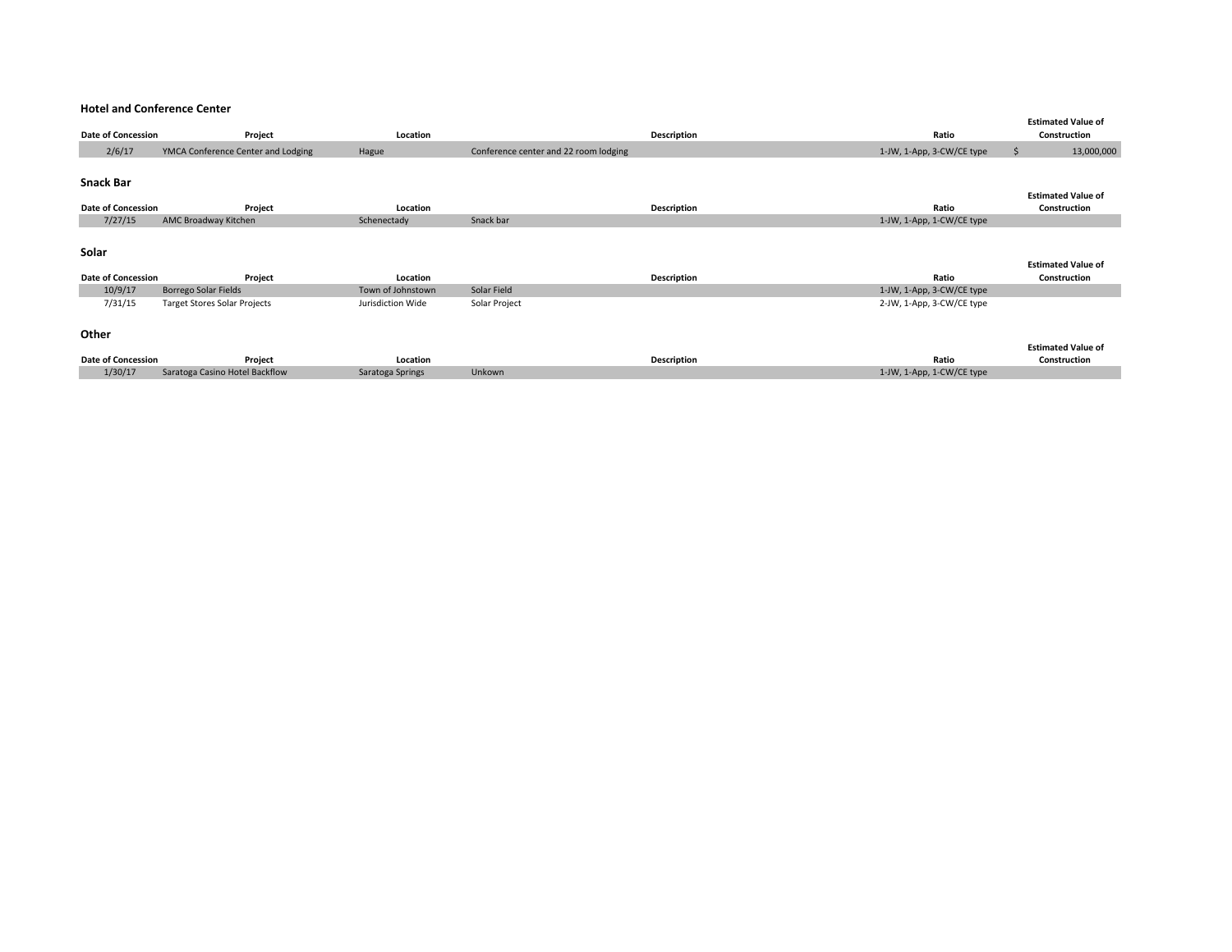## Hotel and Conference Center

| Date of Concession | Project | Location | Description | Ratio | Estimated Value of Construction |
|---|---|---|---|---|---|
| 2/6/17 | YMCA Conference Center and Lodging | Hague | Conference center and 22 room lodging | 1-JW, 1-App, 3-CW/CE type | $ 13,000,000 |

## Snack Bar

| Date of Concession | Project | Location | Description | Ratio | Estimated Value of Construction |
|---|---|---|---|---|---|
| 7/27/15 | AMC Broadway Kitchen | Schenectady | Snack bar | 1-JW, 1-App, 1-CW/CE type | |

## Solar

| Date of Concession | Project | Location | Description | Ratio | Estimated Value of Construction |
|---|---|---|---|---|---|
| 10/9/17 | Borrego Solar Fields | Town of Johnstown | Solar Field | 1-JW, 1-App, 3-CW/CE type | |
| 7/31/15 | Target Stores Solar Projects | Jurisdiction Wide | Solar Project | 2-JW, 1-App, 3-CW/CE type | |

## Other

| Date of Concession | Project | Location | Description | Ratio | Estimated Value of Construction |
|---|---|---|---|---|---|
| 1/30/17 | Saratoga Casino Hotel Backflow | Saratoga Springs | Unkown | 1-JW, 1-App, 1-CW/CE type | |